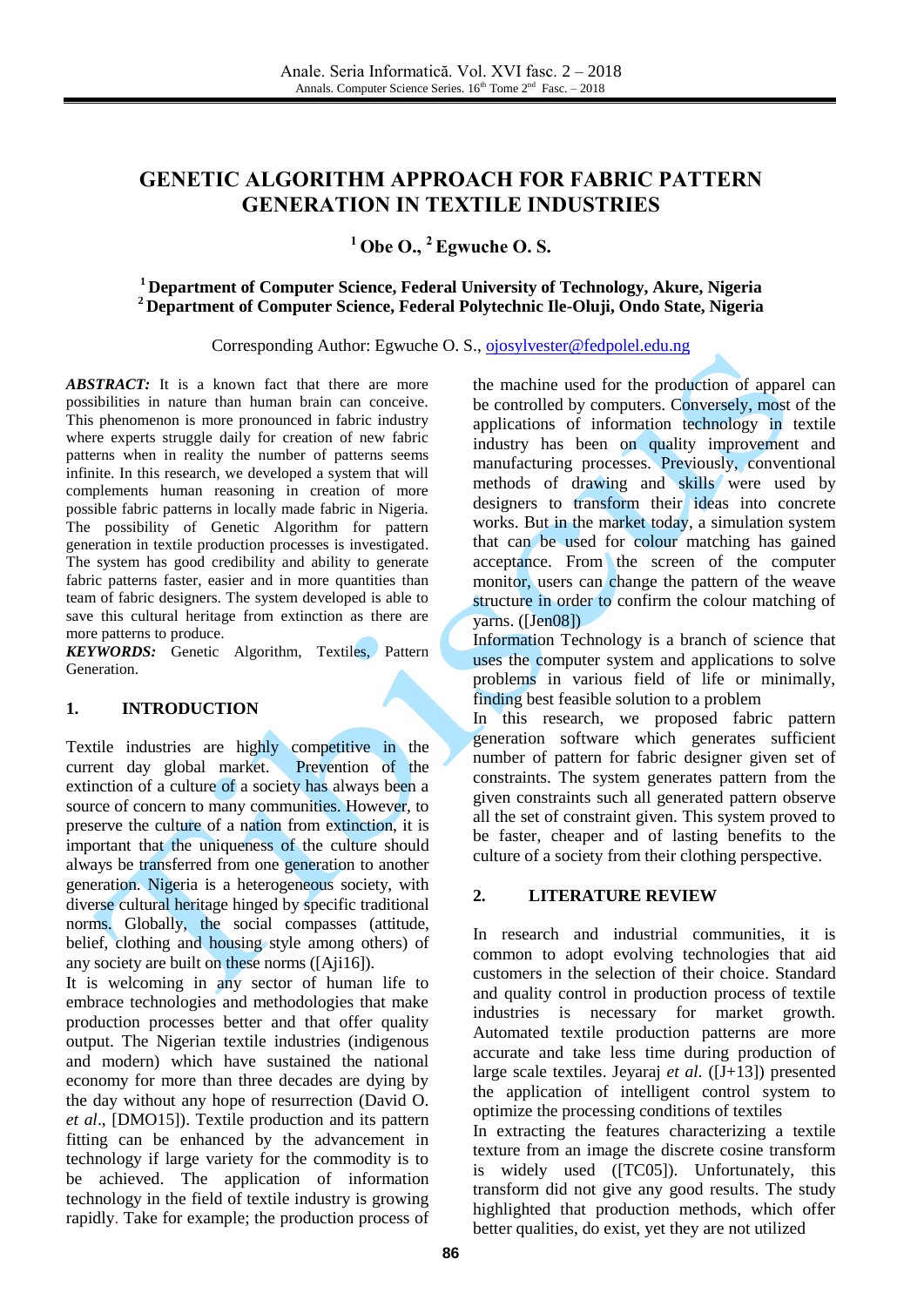# GENETIC ALGORITHM APPROACH FOR FABRIC PATTERN GENERATION IN TEXTILE INDUSTRIES

**[1] Obe O., [2] Egwuche O. S.**

**[1] Department of Computer Science, Federal University of Technology, Akure, Nigeria**
**[2] Department of Computer Science, Federal Polytechnic Ile-Oluji, Ondo State, Nigeria**

Corresponding Author: Egwuche O. S., ojosylvester@fedpolel.edu.ng

***ABSTRACT:*** It is a known fact that there are more possibilities in nature than human brain can conceive. This phenomenon is more pronounced in fabric industry where experts struggle daily for creation of new fabric patterns when in reality the number of patterns seems infinite. In this research, we developed a system that will complements human reasoning in creation of more possible fabric patterns in locally made fabric in Nigeria. The possibility of Genetic Algorithm for pattern generation in textile production processes is investigated. The system has good credibility and ability to generate fabric patterns faster, easier and in more quantities than team of fabric designers. The system developed is able to save this cultural heritage from extinction as there are more patterns to produce.

***KEYWORDS:*** Genetic Algorithm, Textiles, Pattern Generation.

## 1. INTRODUCTION

Textile industries are highly competitive in the current day global market. Prevention of the extinction of a culture of a society has always been a source of concern to many communities. However, to preserve the culture of a nation from extinction, it is important that the uniqueness of the culture should always be transferred from one generation to another generation. Nigeria is a heterogeneous society, with diverse cultural heritage hinged by specific traditional norms. Globally, the social compasses (attitude, belief, clothing and housing style among others) of any society are built on these norms ([Aji16]).

It is welcoming in any sector of human life to embrace technologies and methodologies that make production processes better and that offer quality output. The Nigerian textile industries (indigenous and modern) which have sustained the national economy for more than three decades are dying by the day without any hope of resurrection (David O. *et al*., [DMO15]). Textile production and its pattern fitting can be enhanced by the advancement in technology if large variety for the commodity is to be achieved. The application of information technology in the field of textile industry is growing rapidly. Take for example; the production process of the machine used for the production of apparel can be controlled by computers. Conversely, most of the applications of information technology in textile industry has been on quality improvement and manufacturing processes. Previously, conventional methods of drawing and skills were used by designers to transform their ideas into concrete works. But in the market today, a simulation system that can be used for colour matching has gained acceptance. From the screen of the computer monitor, users can change the pattern of the weave structure in order to confirm the colour matching of yarns. ([Jen08])

Information Technology is a branch of science that uses the computer system and applications to solve problems in various field of life or minimally, finding best feasible solution to a problem

In this research, we proposed fabric pattern generation software which generates sufficient number of pattern for fabric designer given set of constraints. The system generates pattern from the given constraints such all generated pattern observe all the set of constraint given. This system proved to be faster, cheaper and of lasting benefits to the culture of a society from their clothing perspective.

## 2. LITERATURE REVIEW

In research and industrial communities, it is common to adopt evolving technologies that aid customers in the selection of their choice. Standard and quality control in production process of textile industries is necessary for market growth. Automated textile production patterns are more accurate and take less time during production of large scale textiles. Jeyaraj *et al.* ([J+13]) presented the application of intelligent control system to optimize the processing conditions of textiles

In extracting the features characterizing a textile texture from an image the discrete cosine transform is widely used ([TC05]). Unfortunately, this transform did not give any good results. The study highlighted that production methods, which offer better qualities, do exist, yet they are not utilized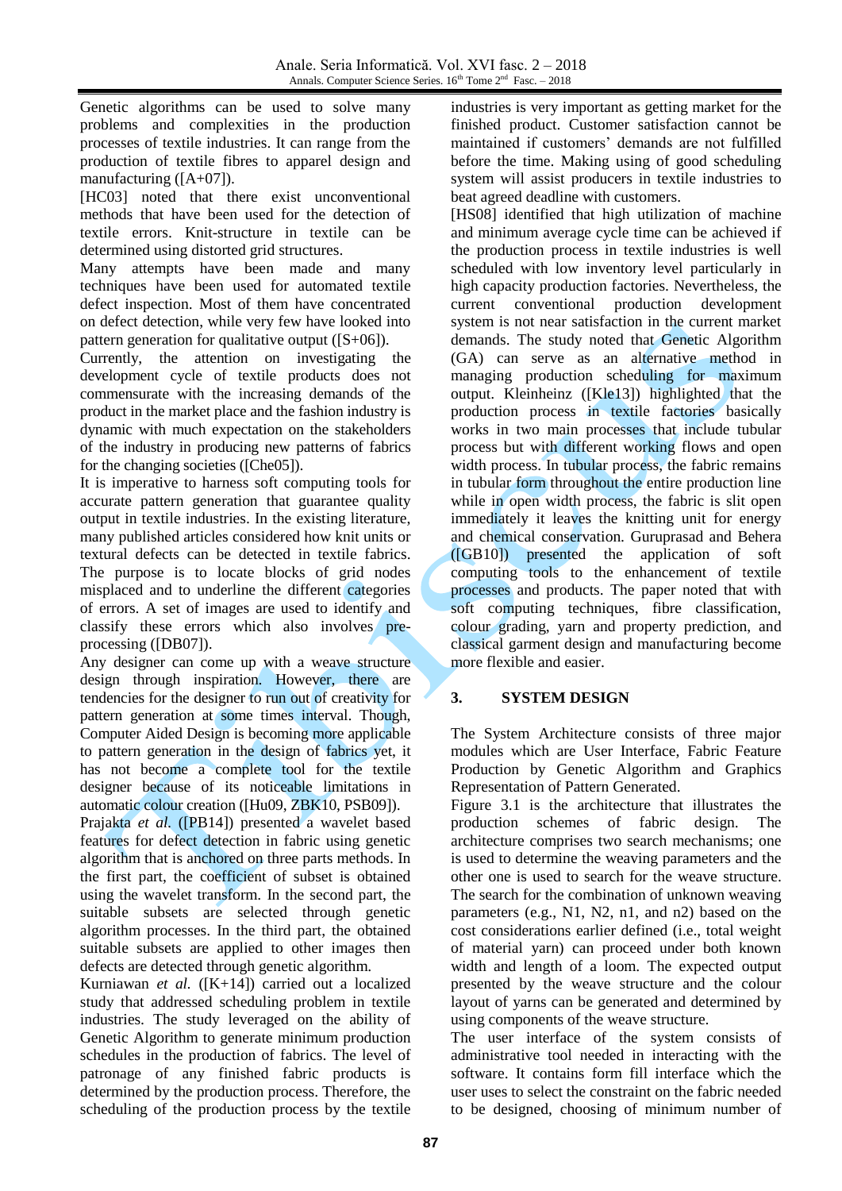Genetic algorithms can be used to solve many problems and complexities in the production processes of textile industries. It can range from the production of textile fibres to apparel design and manufacturing ([A+07]).

[HC03] noted that there exist unconventional methods that have been used for the detection of textile errors. Knit-structure in textile can be determined using distorted grid structures.

Many attempts have been made and many techniques have been used for automated textile defect inspection. Most of them have concentrated on defect detection, while very few have looked into pattern generation for qualitative output ([S+06]).

Currently, the attention on investigating the development cycle of textile products does not commensurate with the increasing demands of the product in the market place and the fashion industry is dynamic with much expectation on the stakeholders of the industry in producing new patterns of fabrics for the changing societies ([Che05]).

It is imperative to harness soft computing tools for accurate pattern generation that guarantee quality output in textile industries. In the existing literature, many published articles considered how knit units or textural defects can be detected in textile fabrics. The purpose is to locate blocks of grid nodes misplaced and to underline the different categories of errors. A set of images are used to identify and classify these errors which also involves pre-processing ([DB07]).

Any designer can come up with a weave structure design through inspiration. However, there are tendencies for the designer to run out of creativity for pattern generation at some times interval. Though, Computer Aided Design is becoming more applicable to pattern generation in the design of fabrics yet, it has not become a complete tool for the textile designer because of its noticeable limitations in automatic colour creation ([Hu09, ZBK10, PSB09]).

Prajakta *et al.* ([PB14]) presented a wavelet based features for defect detection in fabric using genetic algorithm that is anchored on three parts methods. In the first part, the coefficient of subset is obtained using the wavelet transform. In the second part, the suitable subsets are selected through genetic algorithm processes. In the third part, the obtained suitable subsets are applied to other images then defects are detected through genetic algorithm.

Kurniawan *et al.* ([K+14]) carried out a localized study that addressed scheduling problem in textile industries. The study leveraged on the ability of Genetic Algorithm to generate minimum production schedules in the production of fabrics. The level of patronage of any finished fabric products is determined by the production process. Therefore, the scheduling of the production process by the textile industries is very important as getting market for the finished product. Customer satisfaction cannot be maintained if customers' demands are not fulfilled before the time. Making using of good scheduling system will assist producers in textile industries to beat agreed deadline with customers.

[HS08] identified that high utilization of machine and minimum average cycle time can be achieved if the production process in textile industries is well scheduled with low inventory level particularly in high capacity production factories. Nevertheless, the current conventional production development system is not near satisfaction in the current market demands. The study noted that Genetic Algorithm (GA) can serve as an alternative method in managing production scheduling for maximum output. Kleinheinz ([Kle13]) highlighted that the production process in textile factories basically works in two main processes that include tubular process but with different working flows and open width process. In tubular process, the fabric remains in tubular form throughout the entire production line while in open width process, the fabric is slit open immediately it leaves the knitting unit for energy and chemical conservation. Guruprasad and Behera ([GB10]) presented the application of soft computing tools to the enhancement of textile processes and products. The paper noted that with soft computing techniques, fibre classification, colour grading, yarn and property prediction, and classical garment design and manufacturing become more flexible and easier.

## 3. SYSTEM DESIGN

The System Architecture consists of three major modules which are User Interface, Fabric Feature Production by Genetic Algorithm and Graphics Representation of Pattern Generated.

Figure 3.1 is the architecture that illustrates the production schemes of fabric design. The architecture comprises two search mechanisms; one is used to determine the weaving parameters and the other one is used to search for the weave structure. The search for the combination of unknown weaving parameters (e.g., N1, N2, n1, and n2) based on the cost considerations earlier defined (i.e., total weight of material yarn) can proceed under both known width and length of a loom. The expected output presented by the weave structure and the colour layout of yarns can be generated and determined by using components of the weave structure.

The user interface of the system consists of administrative tool needed in interacting with the software. It contains form fill interface which the user uses to select the constraint on the fabric needed to be designed, choosing of minimum number of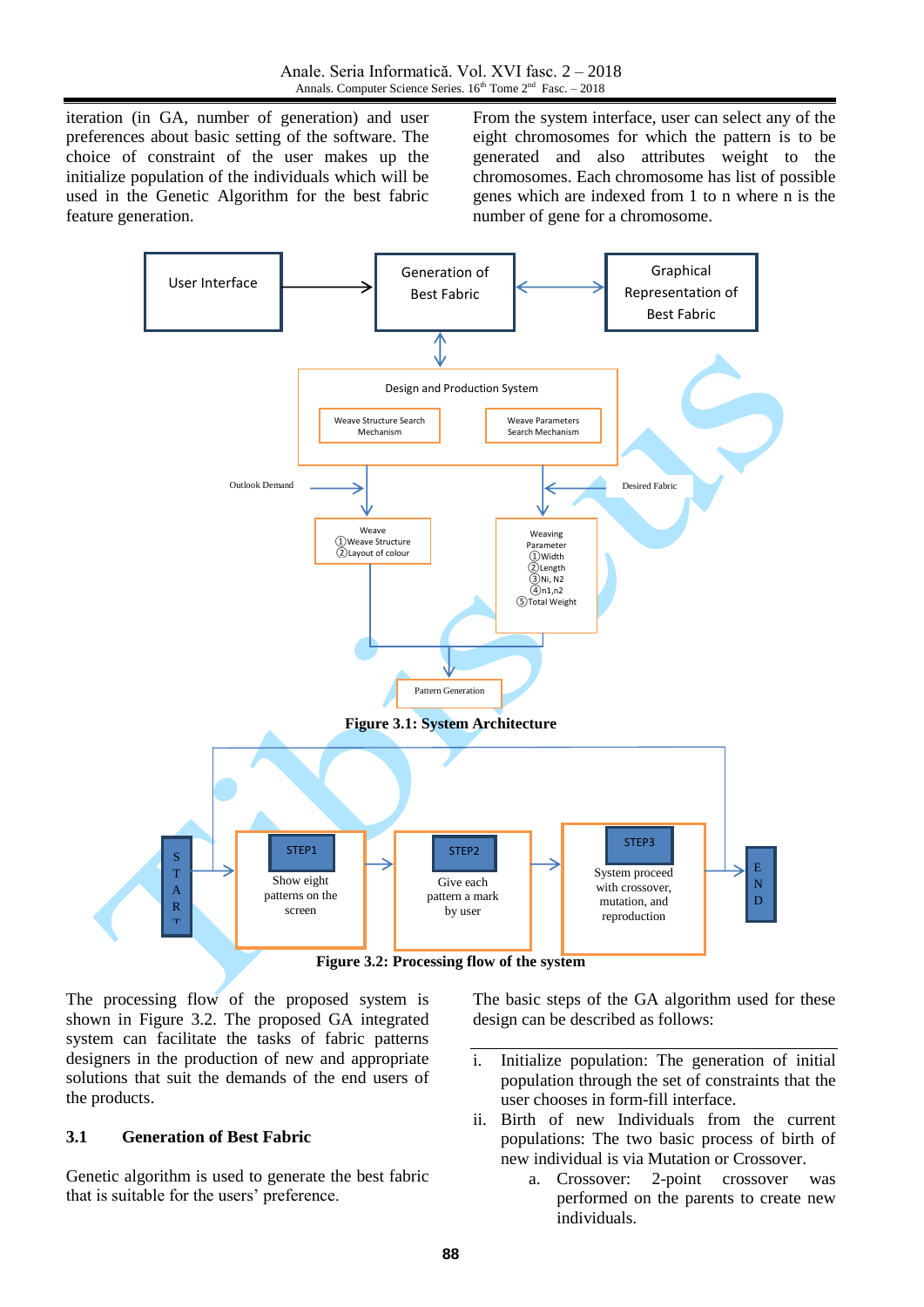iteration (in GA, number of generation) and user preferences about basic setting of the software. The choice of constraint of the user makes up the initialize population of the individuals which will be used in the Genetic Algorithm for the best fabric feature generation.

From the system interface, user can select any of the eight chromosomes for which the pattern is to be generated and also attributes weight to the chromosomes. Each chromosome has list of possible genes which are indexed from 1 to n where n is the number of gene for a chromosome.

**Figure 3.1: System Architecture**

**Figure 3.2: Processing flow of the system**

The processing flow of the proposed system is shown in Figure 3.2. The proposed GA integrated system can facilitate the tasks of fabric patterns designers in the production of new and appropriate solutions that suit the demands of the end users of the products.

### 3.1 Generation of Best Fabric

Genetic algorithm is used to generate the best fabric that is suitable for the users' preference.

The basic steps of the GA algorithm used for these design can be described as follows:

i. Initialize population: The generation of initial population through the set of constraints that the user chooses in form-fill interface.

ii. Birth of new Individuals from the current populations: The two basic process of birth of new individual is via Mutation or Crossover.

   a. Crossover: 2-point crossover was performed on the parents to create new individuals.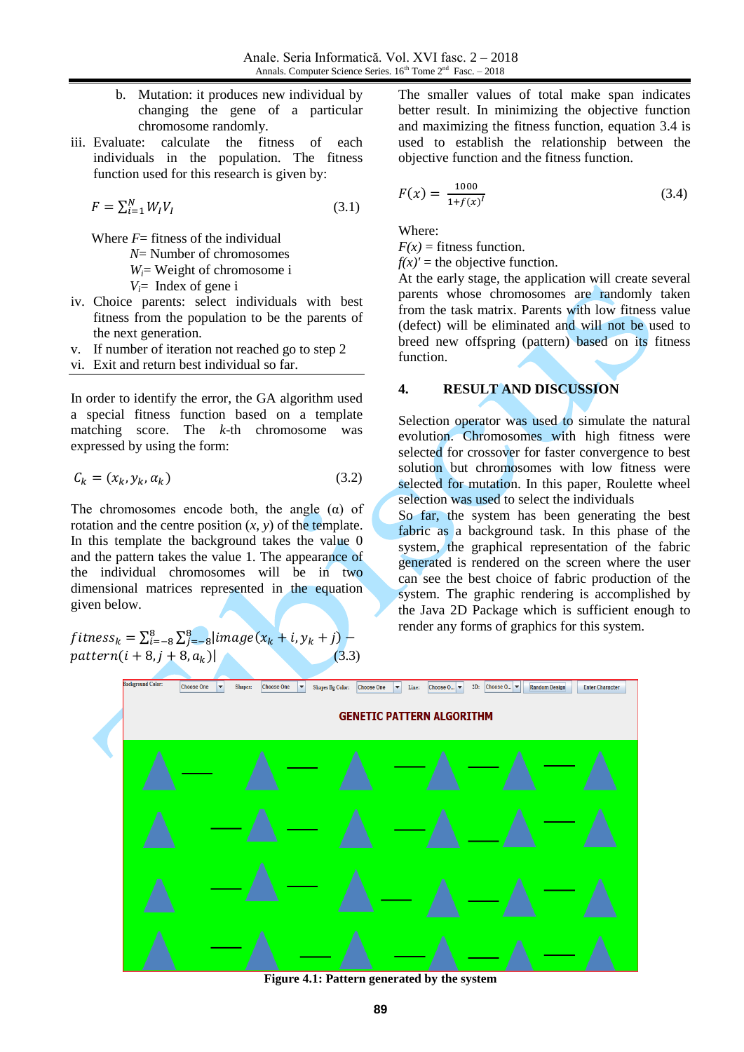b. Mutation: it produces new individual by changing the gene of a particular chromosome randomly.

iii. Evaluate: calculate the fitness of each individuals in the population. The fitness function used for this research is given by:

$$F = \sum_{i=1}^{N} W_I V_I \tag{3.1}$$

Where $F$= fitness of the individual
$N$= Number of chromosomes
$W_i$= Weight of chromosome i
$V_i$= Index of gene i

iv. Choice parents: select individuals with best fitness from the population to be the parents of the next generation.

v. If number of iteration not reached go to step 2

vi. Exit and return best individual so far.

In order to identify the error, the GA algorithm used a special fitness function based on a template matching score. The $k$-th chromosome was expressed by using the form:

$$C_k = (x_k, y_k, \alpha_k) \tag{3.2}$$

The chromosomes encode both, the angle (α) of rotation and the centre position ($x$, $y$) of the template. In this template the background takes the value 0 and the pattern takes the value 1. The appearance of the individual chromosomes will be in two dimensional matrices represented in the equation given below.

$$fitness_k = \sum_{i=-8}^{8} \sum_{j=-8}^{8} |image(x_k + i, y_k + j) - pattern(i + 8, j + 8, a_k)| \tag{3.3}$$

The smaller values of total make span indicates better result. In minimizing the objective function and maximizing the fitness function, equation 3.4 is used to establish the relationship between the objective function and the fitness function.

$$F(x) = \frac{1000}{1 + f(x)^I} \tag{3.4}$$

Where:
$F(x)$ = fitness function.
$f(x)'$ = the objective function.

At the early stage, the application will create several parents whose chromosomes are randomly taken from the task matrix. Parents with low fitness value (defect) will be eliminated and will not be used to breed new offspring (pattern) based on its fitness function.

## 4. RESULT AND DISCUSSION

Selection operator was used to simulate the natural evolution. Chromosomes with high fitness were selected for crossover for faster convergence to best solution but chromosomes with low fitness were selected for mutation. In this paper, Roulette wheel selection was used to select the individuals

So far, the system has been generating the best fabric as a background task. In this phase of the system, the graphical representation of the fabric generated is rendered on the screen where the user can see the best choice of fabric production of the system. The graphic rendering is accomplished by the Java 2D Package which is sufficient enough to render any forms of graphics for this system.

**Figure 4.1: Pattern generated by the system**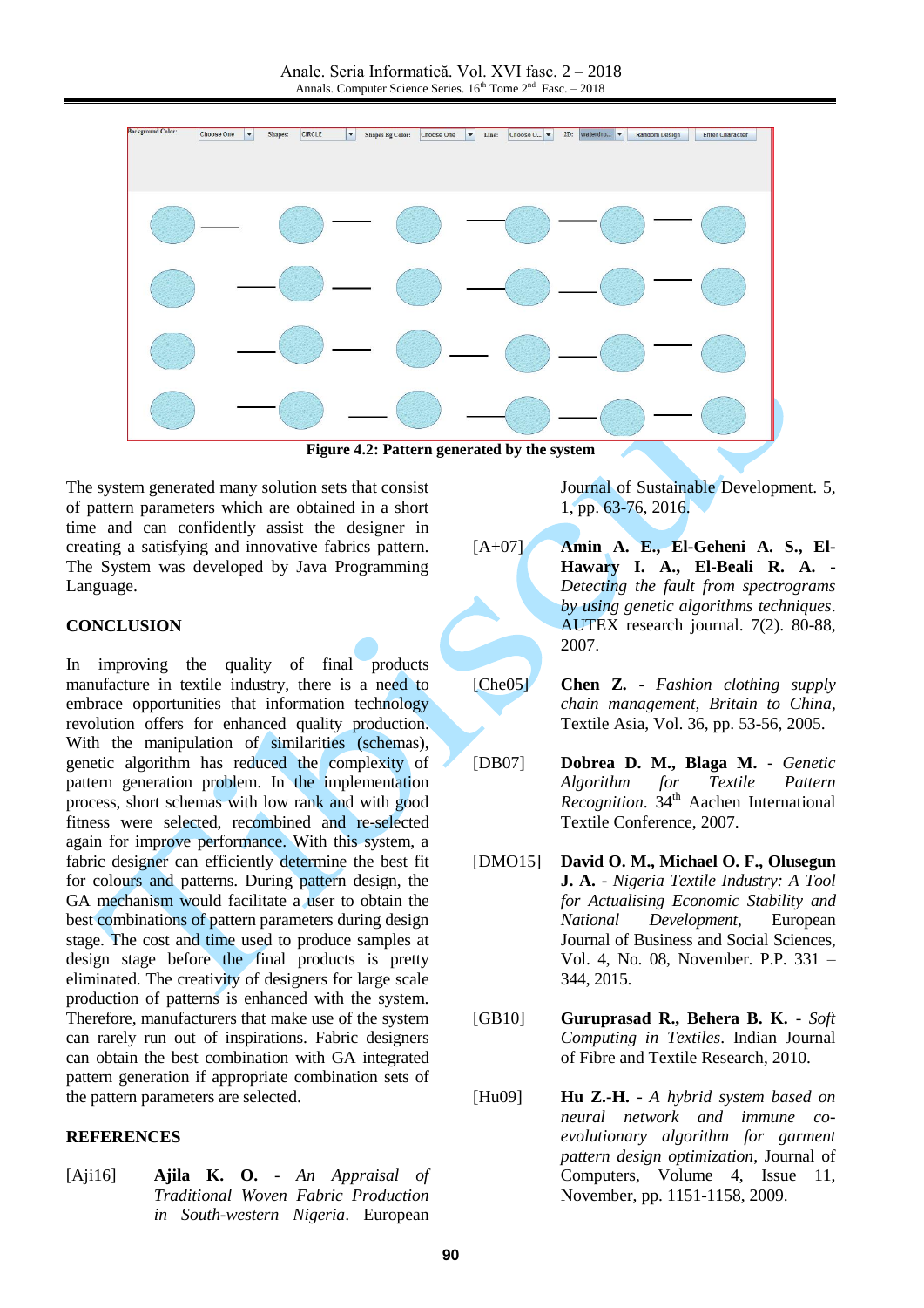Figure 4.2: Pattern generated by the system

The system generated many solution sets that consist of pattern parameters which are obtained in a short time and can confidently assist the designer in creating a satisfying and innovative fabrics pattern. The System was developed by Java Programming Language.

## CONCLUSION

In improving the quality of final products manufacture in textile industry, there is a need to embrace opportunities that information technology revolution offers for enhanced quality production. With the manipulation of similarities (schemas), genetic algorithm has reduced the complexity of pattern generation problem. In the implementation process, short schemas with low rank and with good fitness were selected, recombined and re-selected again for improve performance. With this system, a fabric designer can efficiently determine the best fit for colours and patterns. During pattern design, the GA mechanism would facilitate a user to obtain the best combinations of pattern parameters during design stage. The cost and time used to produce samples at design stage before the final products is pretty eliminated. The creativity of designers for large scale production of patterns is enhanced with the system. Therefore, manufacturers that make use of the system can rarely run out of inspirations. Fabric designers can obtain the best combination with GA integrated pattern generation if appropriate combination sets of the pattern parameters are selected.

## REFERENCES

[Aji16] **Ajila K. O.** - *An Appraisal of Traditional Woven Fabric Production in South-western Nigeria*. European Journal of Sustainable Development. 5, 1, pp. 63-76, 2016.

[A+07] **Amin A. E., El-Geheni A. S., El-Hawary I. A., El-Beali R. A.** - *Detecting the fault from spectrograms by using genetic algorithms techniques*. AUTEX research journal. 7(2). 80-88, 2007.

[Che05] **Chen Z.** - *Fashion clothing supply chain management, Britain to China*, Textile Asia, Vol. 36, pp. 53-56, 2005.

[DB07] **Dobrea D. M., Blaga M.** - *Genetic Algorithm for Textile Pattern Recognition*. 34th Aachen International Textile Conference, 2007.

[DMO15] **David O. M., Michael O. F., Olusegun J. A.** - *Nigeria Textile Industry: A Tool for Actualising Economic Stability and National Development*, European Journal of Business and Social Sciences, Vol. 4, No. 08, November. P.P. 331 – 344, 2015.

[GB10] **Guruprasad R., Behera B. K.** - *Soft Computing in Textiles*. Indian Journal of Fibre and Textile Research, 2010.

[Hu09] **Hu Z.-H.** - *A hybrid system based on neural network and immune co-evolutionary algorithm for garment pattern design optimization*, Journal of Computers, Volume 4, Issue 11, November, pp. 1151-1158, 2009.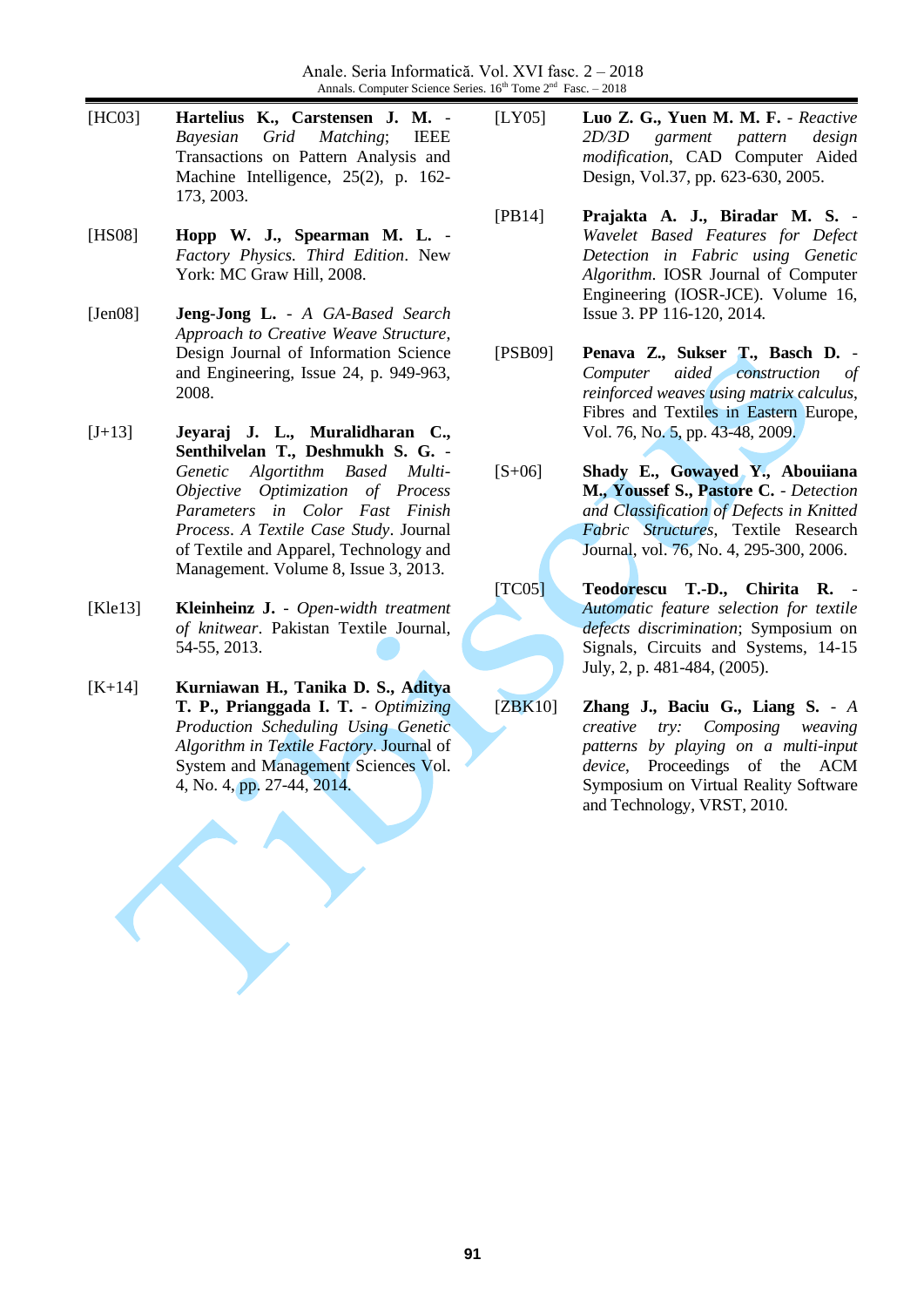[HC03] **Hartelius K., Carstensen J. M.** - *Bayesian Grid Matching*; IEEE Transactions on Pattern Analysis and Machine Intelligence, 25(2), p. 162-173, 2003.

[HS08] **Hopp W. J., Spearman M. L.** - *Factory Physics. Third Edition*. New York: MC Graw Hill, 2008.

[Jen08] **Jeng-Jong L.** - *A GA-Based Search Approach to Creative Weave Structure*, Design Journal of Information Science and Engineering, Issue 24, p. 949-963, 2008.

[J+13] **Jeyaraj J. L., Muralidharan C., Senthilvelan T., Deshmukh S. G.** - *Genetic Algorithm Based Multi-Objective Optimization of Process Parameters in Color Fast Finish Process. A Textile Case Study*. Journal of Textile and Apparel, Technology and Management. Volume 8, Issue 3, 2013.

[Kle13] **Kleinheinz J.** - *Open-width treatment of knitwear*. Pakistan Textile Journal, 54-55, 2013.

[K+14] **Kurniawan H., Tanika D. S., Aditya T. P., Prianggada I. T.** - *Optimizing Production Scheduling Using Genetic Algorithm in Textile Factory*. Journal of System and Management Sciences Vol. 4, No. 4, pp. 27-44, 2014.

[LY05] **Luo Z. G., Yuen M. M. F.** - *Reactive 2D/3D garment pattern design modification*, CAD Computer Aided Design, Vol.37, pp. 623-630, 2005.

[PB14] **Prajakta A. J., Biradar M. S.** - *Wavelet Based Features for Defect Detection in Fabric using Genetic Algorithm*. IOSR Journal of Computer Engineering (IOSR-JCE). Volume 16, Issue 3. PP 116-120, 2014.

[PSB09] **Penava Z., Sukser T., Basch D.** - *Computer aided construction of reinforced weaves using matrix calculus*, Fibres and Textiles in Eastern Europe, Vol. 76, No. 5, pp. 43-48, 2009.

[S+06] **Shady E., Gowayed Y., Abouiiana M., Youssef S., Pastore C.** - *Detection and Classification of Defects in Knitted Fabric Structures*, Textile Research Journal, vol. 76, No. 4, 295-300, 2006.

[TC05] **Teodorescu T.-D., Chirita R.** - *Automatic feature selection for textile defects discrimination*; Symposium on Signals, Circuits and Systems, 14-15 July, 2, p. 481-484, (2005).

[ZBK10] **Zhang J., Baciu G., Liang S.** - *A creative try: Composing weaving patterns by playing on a multi-input device*, Proceedings of the ACM Symposium on Virtual Reality Software and Technology, VRST, 2010.